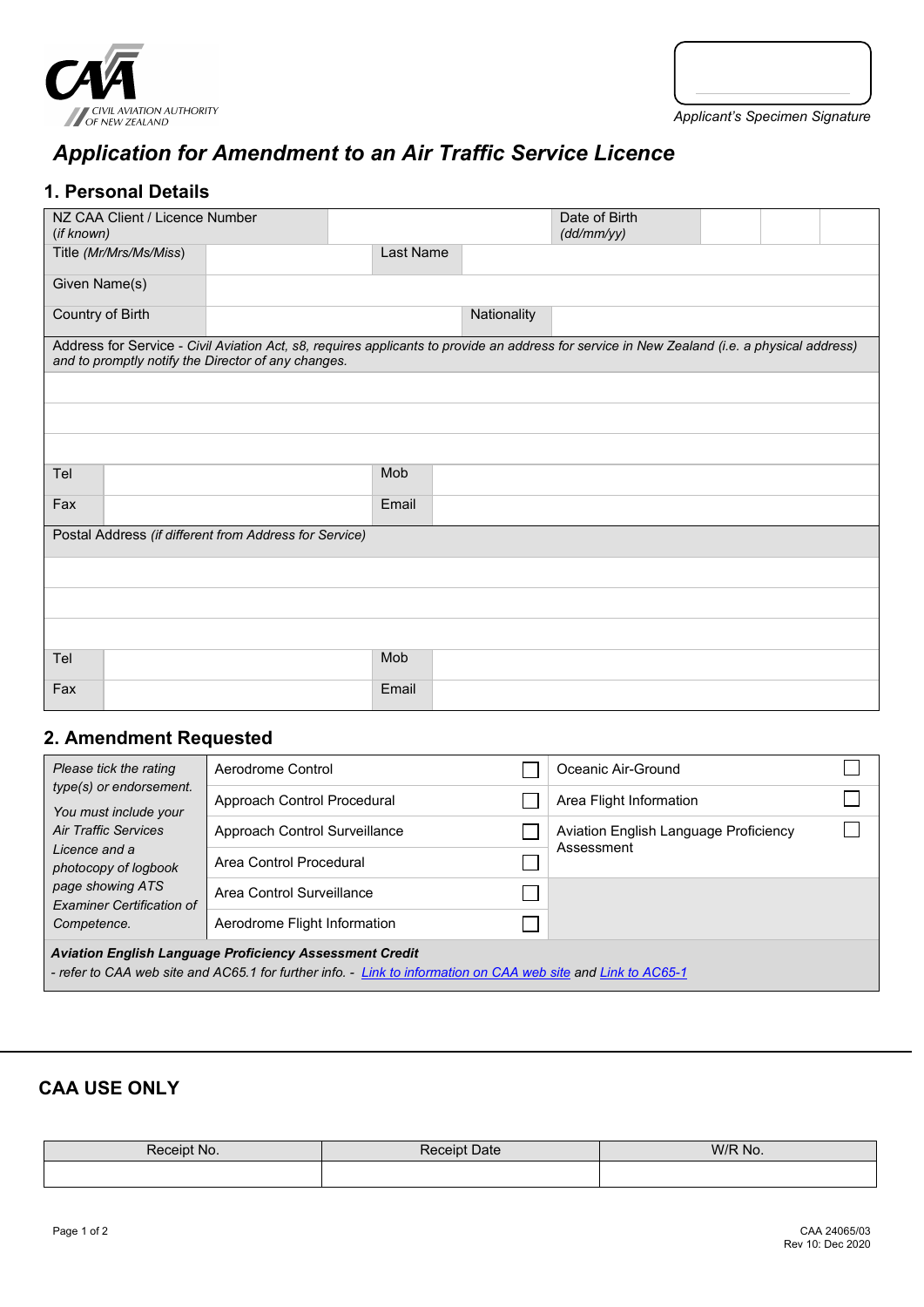CIVIL AVIATION AUTHORITY OF NEW ZEALAND

Applicant's Specimen Signature

# Application for Amendment to an Air Traffic Service Licence

## 1. Personal Details

| NZ CAA Client / Licence Number *(if known)* | | Date of Birth *(dd/mm/yy)* | | | |
|---|---|---|---|---|---|
| Title *(Mr/Mrs/Ms/Miss)* | | Last Name | | | |
| Given Name(s) | | | | | |
| Country of Birth | | Nationality | | | |

Address for Service - *Civil Aviation Act, s8, requires applicants to provide an address for service in New Zealand (i.e. a physical address) and to promptly notify the Director of any changes.*

| | | | |
|---|---|---|---|
| Tel | | Mob | |
| Fax | | Email | |

Postal Address *(if different from Address for Service)*

| | | | |
|---|---|---|---|
| Tel | | Mob | |
| Fax | | Email | |

## 2. Amendment Requested

| *Please tick the rating type(s) or endorsement. You must include your Air Traffic Services Licence and a photocopy of logbook page showing ATS Examiner Certification of Competence.* | | | | |
|---|---|---|---|---|
| | Aerodrome Control | ☐ | Oceanic Air-Ground | ☐ |
| | Approach Control Procedural | ☐ | Area Flight Information | ☐ |
| | Approach Control Surveillance | ☐ | Aviation English Language Proficiency Assessment | ☐ |
| | Area Control Procedural | ☐ | | |
| | Area Control Surveillance | ☐ | | |
| | Aerodrome Flight Information | ☐ | | |

***Aviation English Language Proficiency Assessment Credit***
*- refer to CAA web site and AC65.1 for further info. -* [Link to information on CAA web site] and [Link to AC65-1]

## CAA USE ONLY

| Receipt No. | Receipt Date | W/R No. |
|---|---|---|
| | | |

CAA 24065/03
Rev 10: Dec 2020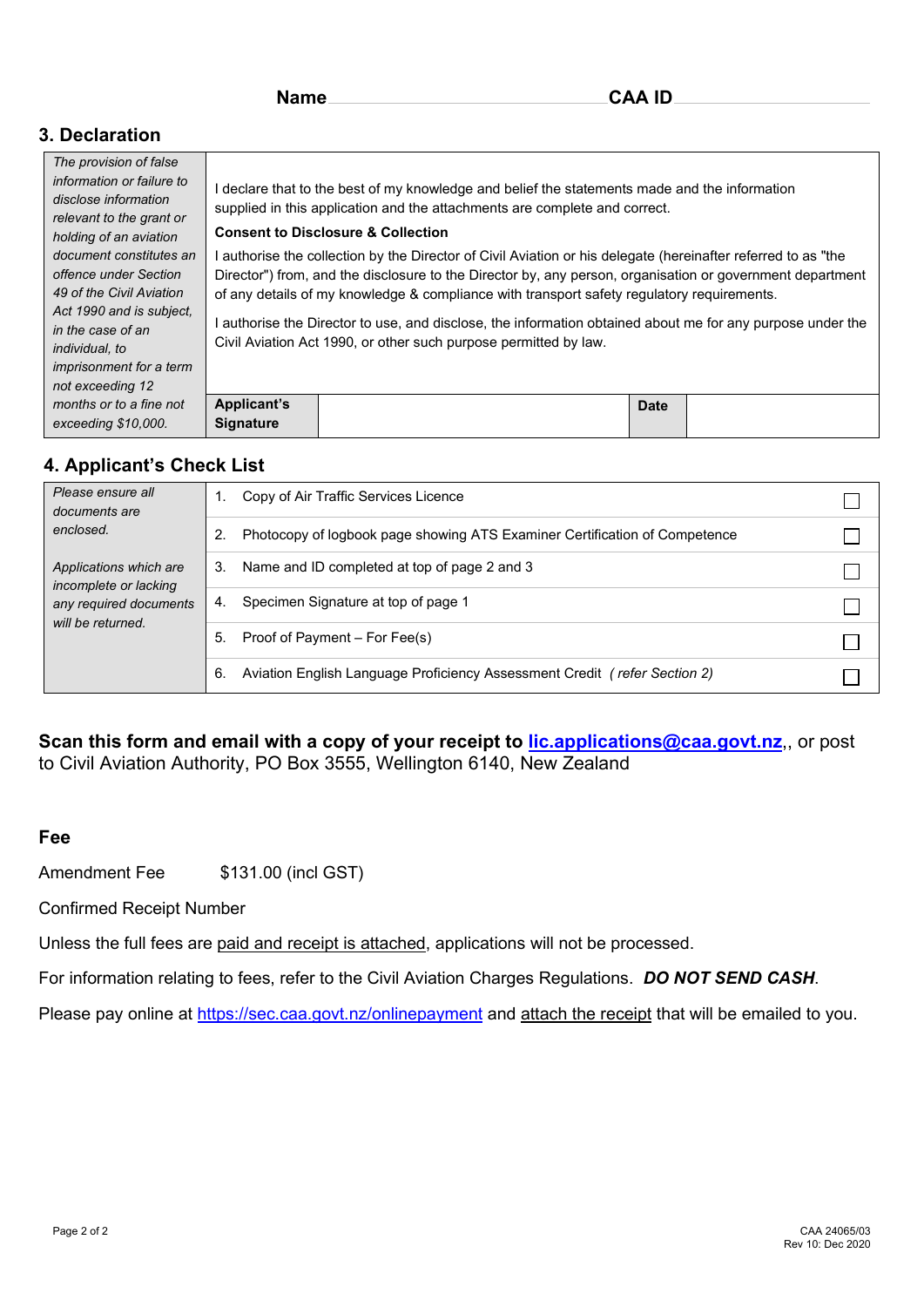**Name** ______________________ **CAA ID** ______________________

## 3. Declaration

| | | | | |
|---|---|---|---|---|
| *The provision of false information or failure to disclose information relevant to the grant or holding of an aviation document constitutes an offence under Section 49 of the Civil Aviation Act 1990 and is subject, in the case of an individual, to imprisonment for a term not exceeding 12 months or to a fine not exceeding $10,000.* | I declare that to the best of my knowledge and belief the statements made and the information supplied in this application and the attachments are complete and correct.<br><br>**Consent to Disclosure & Collection**<br><br>I authorise the collection by the Director of Civil Aviation or his delegate (hereinafter referred to as "the Director") from, and the disclosure to the Director by, any person, organisation or government department of any details of my knowledge & compliance with transport safety regulatory requirements.<br><br>I authorise the Director to use, and disclose, the information obtained about me for any purpose under the Civil Aviation Act 1990, or other such purpose permitted by law. | | | |
| | **Applicant's Signature** | | **Date** | |

## 4. Applicant's Check List

| | | |
|---|---|---|
| *Please ensure all documents are enclosed.*<br><br>*Applications which are incomplete or lacking any required documents will be returned.* | 1. Copy of Air Traffic Services Licence | ☐ |
| | 2. Photocopy of logbook page showing ATS Examiner Certification of Competence | ☐ |
| | 3. Name and ID completed at top of page 2 and 3 | ☐ |
| | 4. Specimen Signature at top of page 1 | ☐ |
| | 5. Proof of Payment – For Fee(s) | ☐ |
| | 6. Aviation English Language Proficiency Assessment Credit *( refer Section 2)* | ☐ |

**Scan this form and email with a copy of your receipt to lic.applications@caa.govt.nz**,, or post to Civil Aviation Authority, PO Box 3555, Wellington 6140, New Zealand

**Fee**

Amendment Fee $131.00 (incl GST)

Confirmed Receipt Number

Unless the full fees are paid and receipt is attached, applications will not be processed.

For information relating to fees, refer to the Civil Aviation Charges Regulations. ***DO NOT SEND CASH***.

Please pay online at https://sec.caa.govt.nz/onlinepayment and attach the receipt that will be emailed to you.

CAA 24065/03
Rev 10: Dec 2020